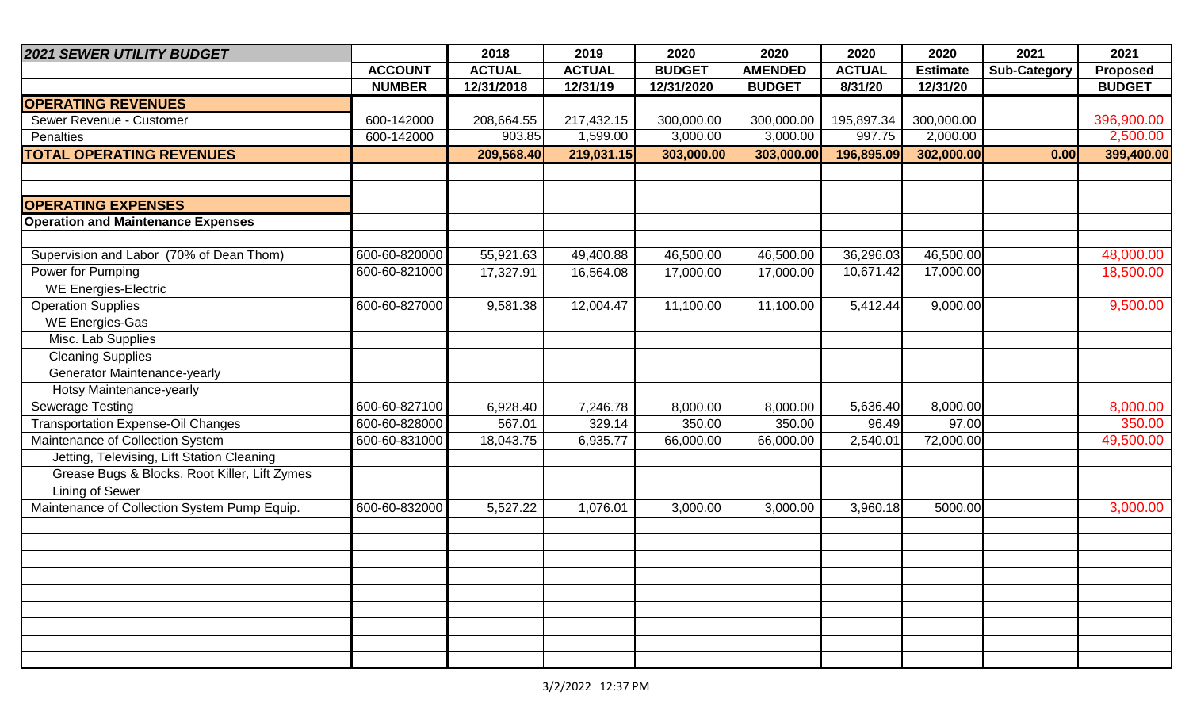| 2021 SEWER UTILITY BUDGET | ACCOUNT NUMBER | 2018 ACTUAL 12/31/2018 | 2019 ACTUAL 12/31/19 | 2020 BUDGET 12/31/2020 | 2020 AMENDED BUDGET | 2020 ACTUAL 8/31/20 | 2020 Estimate 12/31/20 | 2021 Sub-Category | 2021 Proposed BUDGET |
|---|---|---|---|---|---|---|---|---|---|
| **OPERATING REVENUES** | | | | | | | | | |
| Sewer Revenue - Customer | 600-142000 | 208,664.55 | 217,432.15 | 300,000.00 | 300,000.00 | 195,897.34 | 300,000.00 | | 396,900.00 |
| Penalties | 600-142000 | 903.85 | 1,599.00 | 3,000.00 | 3,000.00 | 997.75 | 2,000.00 | | 2,500.00 |
| **TOTAL OPERATING REVENUES** | | **209,568.40** | **219,031.15** | **303,000.00** | **303,000.00** | **196,895.09** | **302,000.00** | **0.00** | **399,400.00** |
| | | | | | | | | | |
| **OPERATING EXPENSES** | | | | | | | | | |
| **Operation and Maintenance Expenses** | | | | | | | | | |
| Supervision and Labor (70% of Dean Thom) | 600-60-820000 | 55,921.63 | 49,400.88 | 46,500.00 | 46,500.00 | 36,296.03 | 46,500.00 | | 48,000.00 |
| Power for Pumping | 600-60-821000 | 17,327.91 | 16,564.08 | 17,000.00 | 17,000.00 | 10,671.42 | 17,000.00 | | 18,500.00 |
| WE Energies-Electric | | | | | | | | | |
| Operation Supplies | 600-60-827000 | 9,581.38 | 12,004.47 | 11,100.00 | 11,100.00 | 5,412.44 | 9,000.00 | | 9,500.00 |
| WE Energies-Gas | | | | | | | | | |
| Misc. Lab Supplies | | | | | | | | | |
| Cleaning Supplies | | | | | | | | | |
| Generator Maintenance-yearly | | | | | | | | | |
| Hotsy Maintenance-yearly | | | | | | | | | |
| Sewerage Testing | 600-60-827100 | 6,928.40 | 7,246.78 | 8,000.00 | 8,000.00 | 5,636.40 | 8,000.00 | | 8,000.00 |
| Transportation Expense-Oil Changes | 600-60-828000 | 567.01 | 329.14 | 350.00 | 350.00 | 96.49 | 97.00 | | 350.00 |
| Maintenance of Collection System | 600-60-831000 | 18,043.75 | 6,935.77 | 66,000.00 | 66,000.00 | 2,540.01 | 72,000.00 | | 49,500.00 |
| Jetting, Televising, Lift Station Cleaning | | | | | | | | | |
| Grease Bugs & Blocks, Root Killer, Lift Zymes | | | | | | | | | |
| Lining of Sewer | | | | | | | | | |
| Maintenance of Collection System Pump Equip. | 600-60-832000 | 5,527.22 | 1,076.01 | 3,000.00 | 3,000.00 | 3,960.18 | 5000.00 | | 3,000.00 |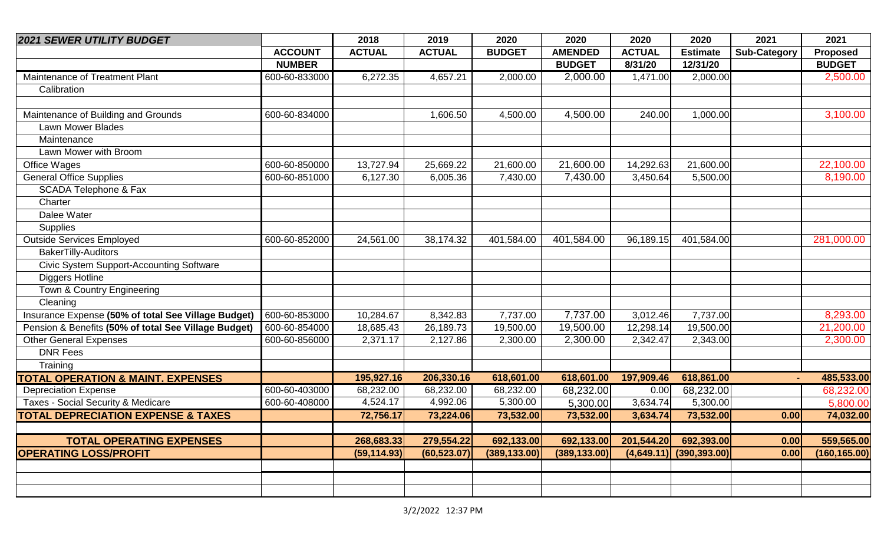| 2021 SEWER UTILITY BUDGET | ACCOUNT NUMBER | 2018 ACTUAL | 2019 ACTUAL | 2020 BUDGET | 2020 AMENDED BUDGET | 2020 ACTUAL 8/31/20 | 2020 Estimate 12/31/20 | 2021 Sub-Category | 2021 Proposed BUDGET |
|---|---|---|---|---|---|---|---|---|---|
| Maintenance of Treatment Plant | 600-60-833000 | 6,272.35 | 4,657.21 | 2,000.00 | 2,000.00 | 1,471.00 | 2,000.00 | | 2,500.00 |
| Calibration | | | | | | | | | |
| | | | | | | | | | |
| Maintenance of Building and Grounds | 600-60-834000 | | 1,606.50 | 4,500.00 | 4,500.00 | 240.00 | 1,000.00 | | 3,100.00 |
| Lawn Mower Blades | | | | | | | | | |
| Maintenance | | | | | | | | | |
| Lawn Mower with Broom | | | | | | | | | |
| Office Wages | 600-60-850000 | 13,727.94 | 25,669.22 | 21,600.00 | 21,600.00 | 14,292.63 | 21,600.00 | | 22,100.00 |
| General Office Supplies | 600-60-851000 | 6,127.30 | 6,005.36 | 7,430.00 | 7,430.00 | 3,450.64 | 5,500.00 | | 8,190.00 |
| SCADA Telephone & Fax | | | | | | | | | |
| Charter | | | | | | | | | |
| Dalee Water | | | | | | | | | |
| Supplies | | | | | | | | | |
| Outside Services Employed | 600-60-852000 | 24,561.00 | 38,174.32 | 401,584.00 | 401,584.00 | 96,189.15 | 401,584.00 | | 281,000.00 |
| BakerTilly-Auditors | | | | | | | | | |
| Civic System Support-Accounting Software | | | | | | | | | |
| Diggers Hotline | | | | | | | | | |
| Town & Country Engineering | | | | | | | | | |
| Cleaning | | | | | | | | | |
| Insurance Expense **(50% of total See Village Budget)** | 600-60-853000 | 10,284.67 | 8,342.83 | 7,737.00 | 7,737.00 | 3,012.46 | 7,737.00 | | 8,293.00 |
| Pension & Benefits **(50% of total See Village Budget)** | 600-60-854000 | 18,685.43 | 26,189.73 | 19,500.00 | 19,500.00 | 12,298.14 | 19,500.00 | | 21,200.00 |
| Other General Expenses | 600-60-856000 | 2,371.17 | 2,127.86 | 2,300.00 | 2,300.00 | 2,342.47 | 2,343.00 | | 2,300.00 |
| DNR Fees | | | | | | | | | |
| Training | | | | | | | | | |
| **TOTAL OPERATION & MAINT. EXPENSES** | | **195,927.16** | **206,330.16** | **618,601.00** | **618,601.00** | **197,909.46** | **618,861.00** | **-** | **485,533.00** |
| Depreciation Expense | 600-60-403000 | 68,232.00 | 68,232.00 | 68,232.00 | 68,232.00 | 0.00 | 68,232.00 | | 68,232.00 |
| Taxes - Social Security & Medicare | 600-60-408000 | 4,524.17 | 4,992.06 | 5,300.00 | 5,300.00 | 3,634.74 | 5,300.00 | | 5,800.00 |
| **TOTAL DEPRECIATION EXPENSE & TAXES** | | **72,756.17** | **73,224.06** | **73,532.00** | **73,532.00** | **3,634.74** | **73,532.00** | **0.00** | **74,032.00** |
| | | | | | | | | | |
| **TOTAL OPERATING EXPENSES** | | **268,683.33** | **279,554.22** | **692,133.00** | **692,133.00** | **201,544.20** | **692,393.00** | **0.00** | **559,565.00** |
| **OPERATING LOSS/PROFIT** | | **(59,114.93)** | **(60,523.07)** | **(389,133.00)** | **(389,133.00)** | **(4,649.11)** | **(390,393.00)** | **0.00** | **(160,165.00)** |

3/2/2022 12:37 PM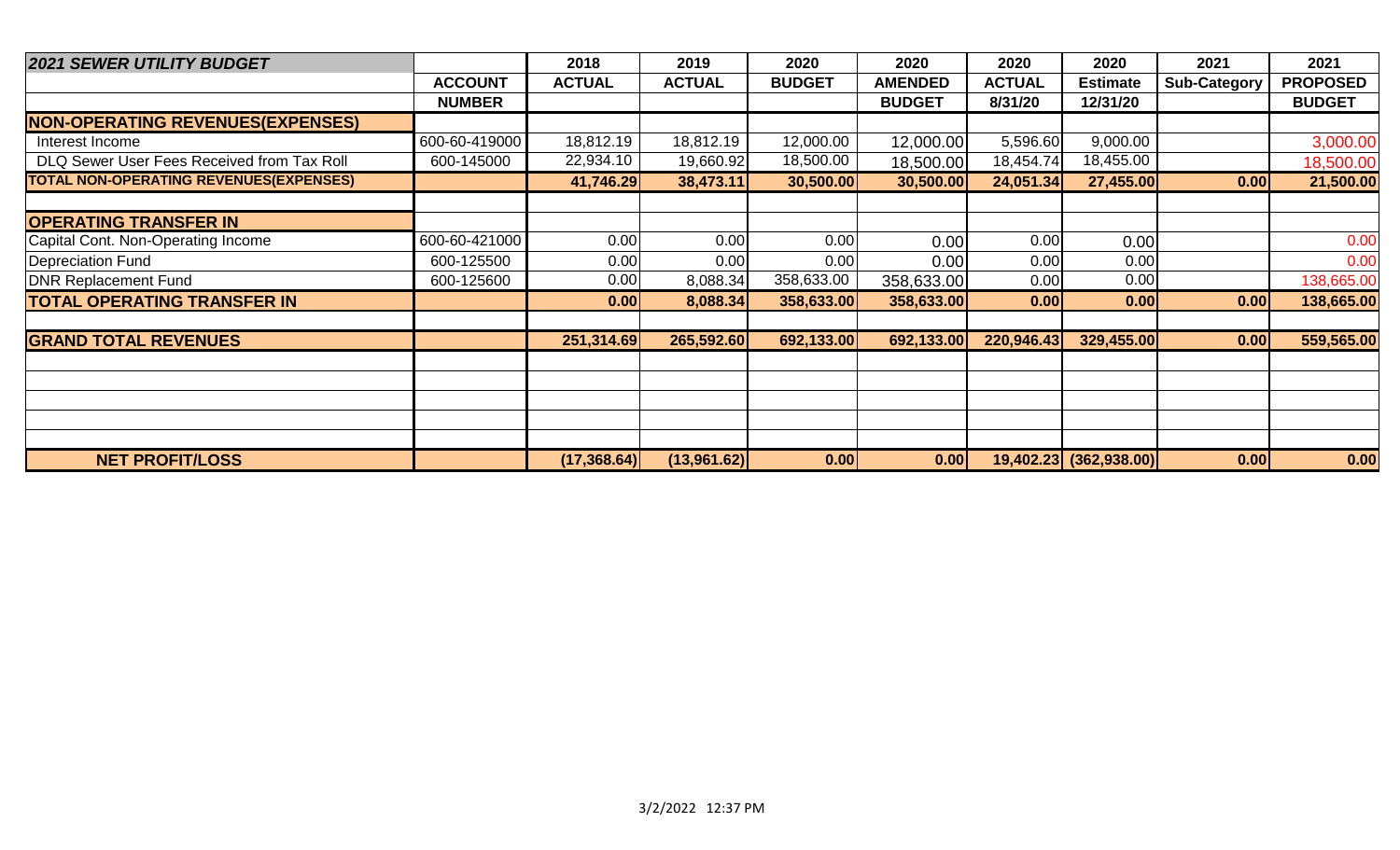| 2021 SEWER UTILITY BUDGET | | 2018 | 2019 | 2020 | 2020 | 2020 | 2020 | 2021 | 2021 |
|---|---|---|---|---|---|---|---|---|---|
| | ACCOUNT | ACTUAL | ACTUAL | BUDGET | AMENDED | ACTUAL | Estimate | Sub-Category | PROPOSED |
| | NUMBER | | | | BUDGET | 8/31/20 | 12/31/20 | | BUDGET |
| **NON-OPERATING REVENUES(EXPENSES)** | | | | | | | | | |
| Interest Income | 600-60-419000 | 18,812.19 | 18,812.19 | 12,000.00 | 12,000.00 | 5,596.60 | 9,000.00 | | 3,000.00 |
| DLQ Sewer User Fees Received from Tax Roll | 600-145000 | 22,934.10 | 19,660.92 | 18,500.00 | 18,500.00 | 18,454.74 | 18,455.00 | | 18,500.00 |
| **TOTAL NON-OPERATING REVENUES(EXPENSES)** | | **41,746.29** | **38,473.11** | **30,500.00** | **30,500.00** | **24,051.34** | **27,455.00** | **0.00** | **21,500.00** |
| | | | | | | | | | |
| **OPERATING TRANSFER IN** | | | | | | | | | |
| Capital Cont. Non-Operating Income | 600-60-421000 | 0.00 | 0.00 | 0.00 | 0.00 | 0.00 | 0.00 | | 0.00 |
| Depreciation Fund | 600-125500 | 0.00 | 0.00 | 0.00 | 0.00 | 0.00 | 0.00 | | 0.00 |
| DNR Replacement Fund | 600-125600 | 0.00 | 8,088.34 | 358,633.00 | 358,633.00 | 0.00 | 0.00 | | 138,665.00 |
| **TOTAL OPERATING TRANSFER IN** | | **0.00** | **8,088.34** | **358,633.00** | **358,633.00** | **0.00** | **0.00** | **0.00** | **138,665.00** |
| | | | | | | | | | |
| **GRAND TOTAL REVENUES** | | **251,314.69** | **265,592.60** | **692,133.00** | **692,133.00** | **220,946.43** | **329,455.00** | **0.00** | **559,565.00** |
| | | | | | | | | | |
| | | | | | | | | | |
| | | | | | | | | | |
| | | | | | | | | | |
| | | | | | | | | | |
| **NET PROFIT/LOSS** | | **(17,368.64)** | **(13,961.62)** | **0.00** | **0.00** | **19,402.23** | **(362,938.00)** | **0.00** | **0.00** |

3/2/2022 12:37 PM